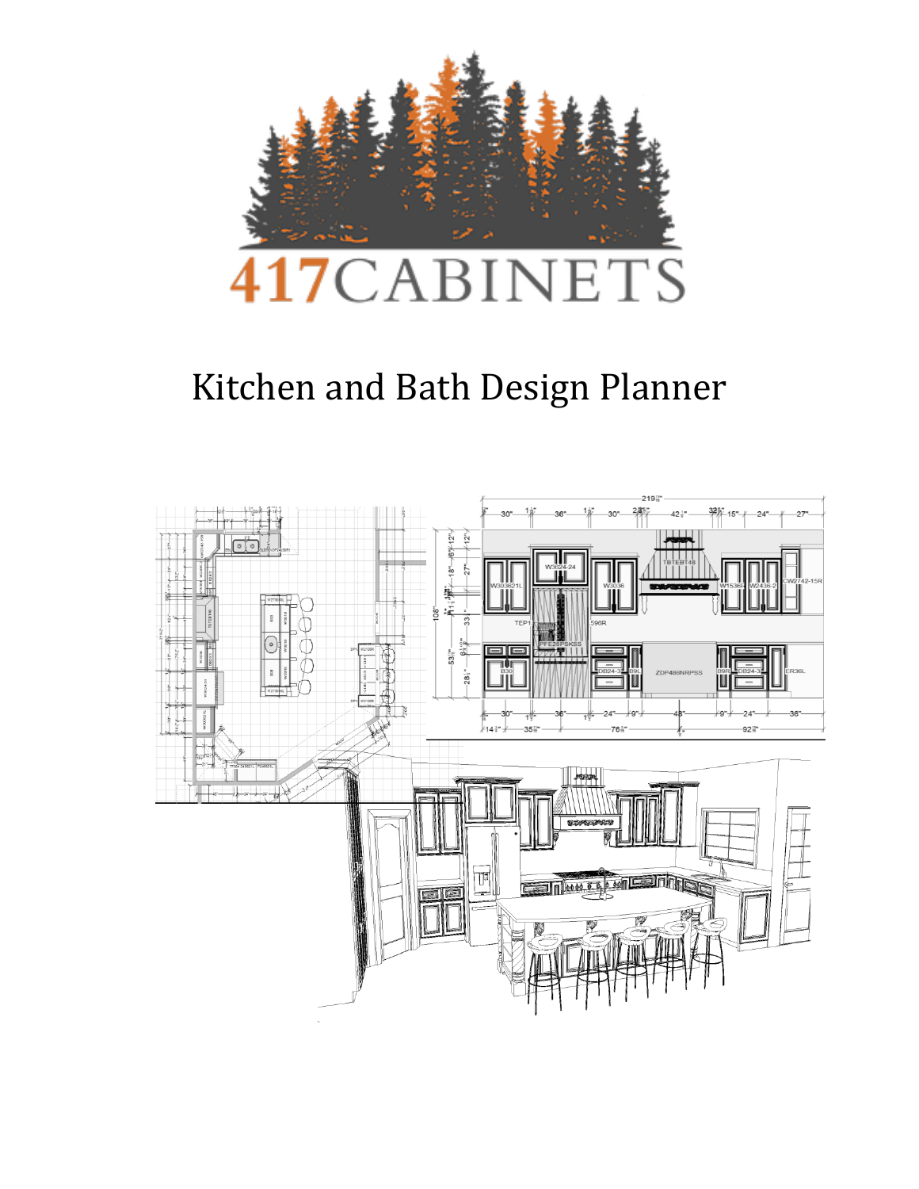417CABINETS

# Kitchen and Bath Design Planner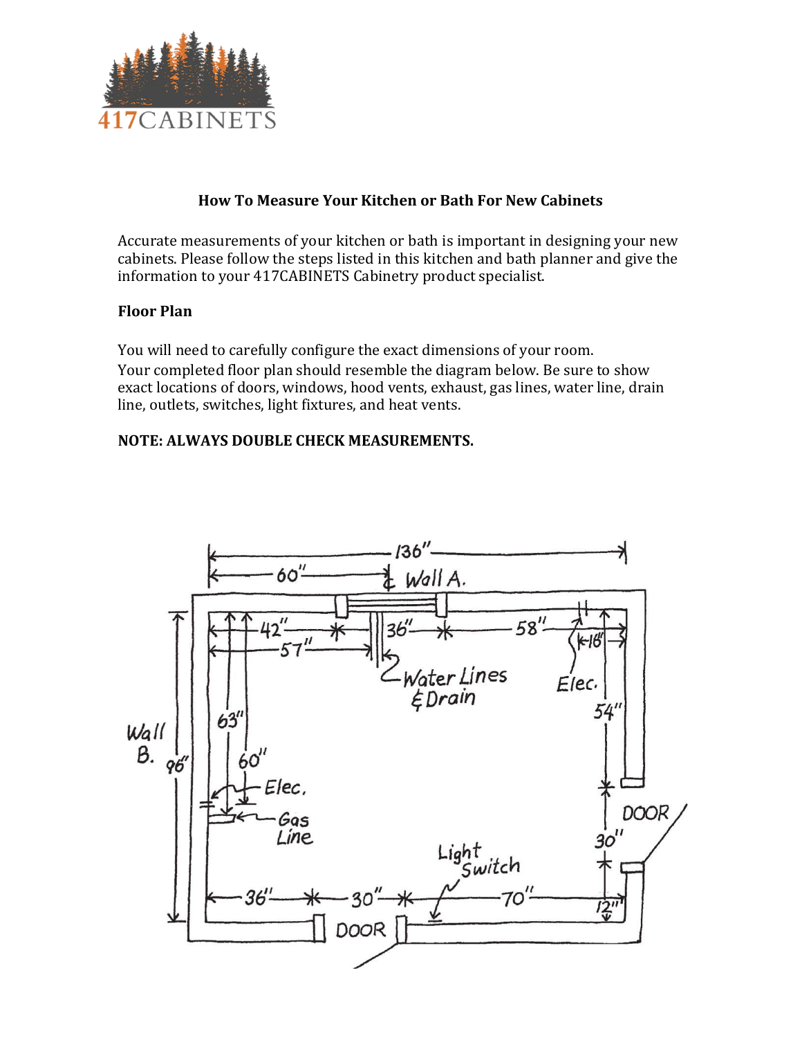# How To Measure Your Kitchen or Bath For New Cabinets

Accurate measurements of your kitchen or bath is important in designing your new cabinets. Please follow the steps listed in this kitchen and bath planner and give the information to your 417CABINETS Cabinetry product specialist.

## Floor Plan

You will need to carefully configure the exact dimensions of your room. Your completed floor plan should resemble the diagram below. Be sure to show exact locations of doors, windows, hood vents, exhaust, gas lines, water line, drain line, outlets, switches, light fixtures, and heat vents.

**NOTE: ALWAYS DOUBLE CHECK MEASUREMENTS.**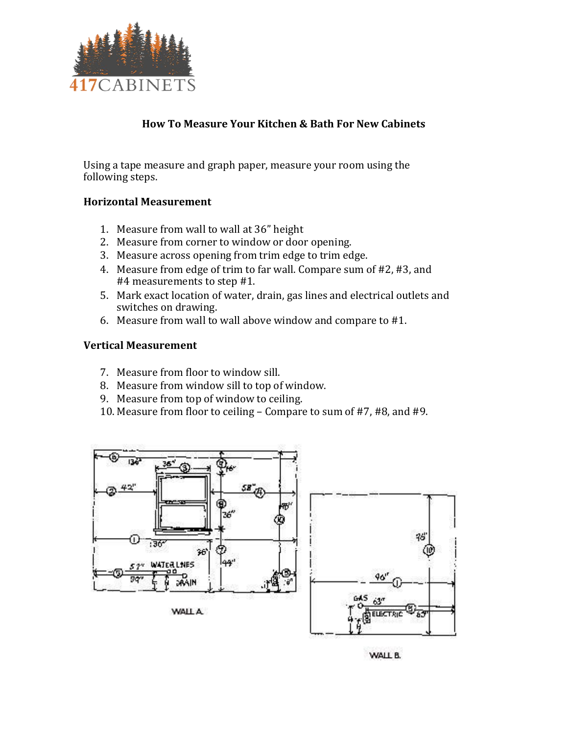## How To Measure Your Kitchen & Bath For New Cabinets

Using a tape measure and graph paper, measure your room using the following steps.

### Horizontal Measurement

1. Measure from wall to wall at 36" height
2. Measure from corner to window or door opening.
3. Measure across opening from trim edge to trim edge.
4. Measure from edge of trim to far wall. Compare sum of #2, #3, and #4 measurements to step #1.
5. Mark exact location of water, drain, gas lines and electrical outlets and switches on drawing.
6. Measure from wall to wall above window and compare to #1.

### Vertical Measurement

7. Measure from floor to window sill.
8. Measure from window sill to top of window.
9. Measure from top of window to ceiling.
10. Measure from floor to ceiling – Compare to sum of #7, #8, and #9.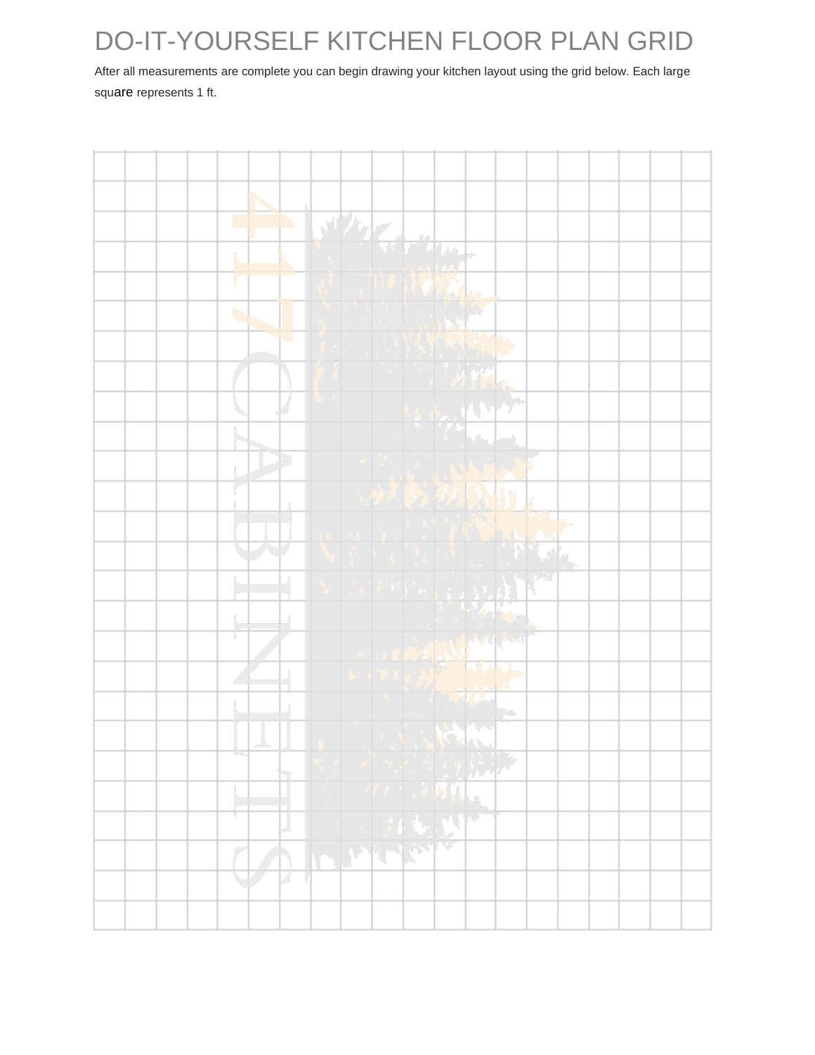# DO-IT-YOURSELF KITCHEN FLOOR PLAN GRID

After all measurements are complete you can begin drawing your kitchen layout using the grid below. Each large square represents 1 ft.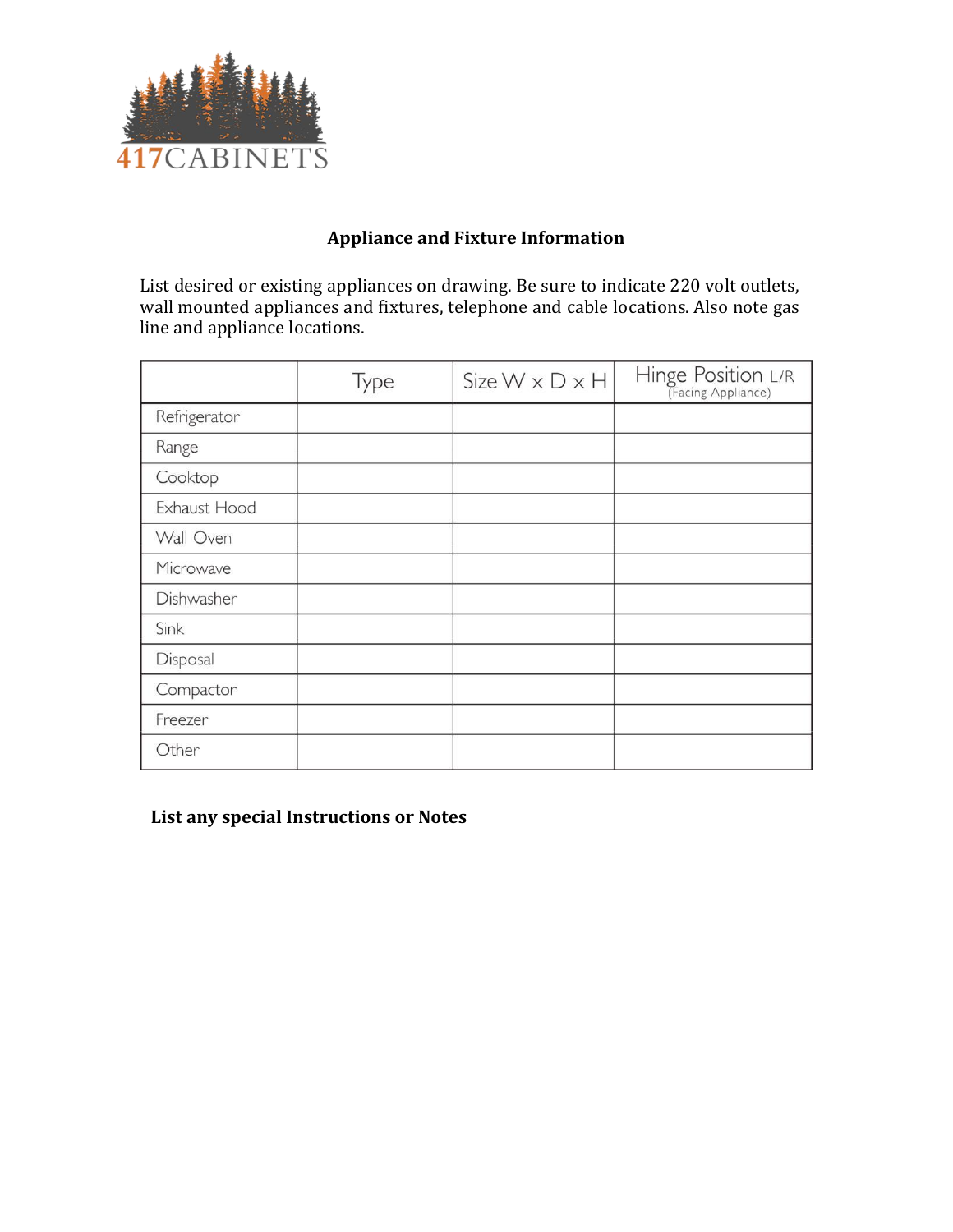417CABINETS

## Appliance and Fixture Information

List desired or existing appliances on drawing. Be sure to indicate 220 volt outlets, wall mounted appliances and fixtures, telephone and cable locations. Also note gas line and appliance locations.

| | Type | Size W x D x H | Hinge Position L/R (Facing Appliance) |
|---|---|---|---|
| Refrigerator | | | |
| Range | | | |
| Cooktop | | | |
| Exhaust Hood | | | |
| Wall Oven | | | |
| Microwave | | | |
| Dishwasher | | | |
| Sink | | | |
| Disposal | | | |
| Compactor | | | |
| Freezer | | | |
| Other | | | |

**List any special Instructions or Notes**